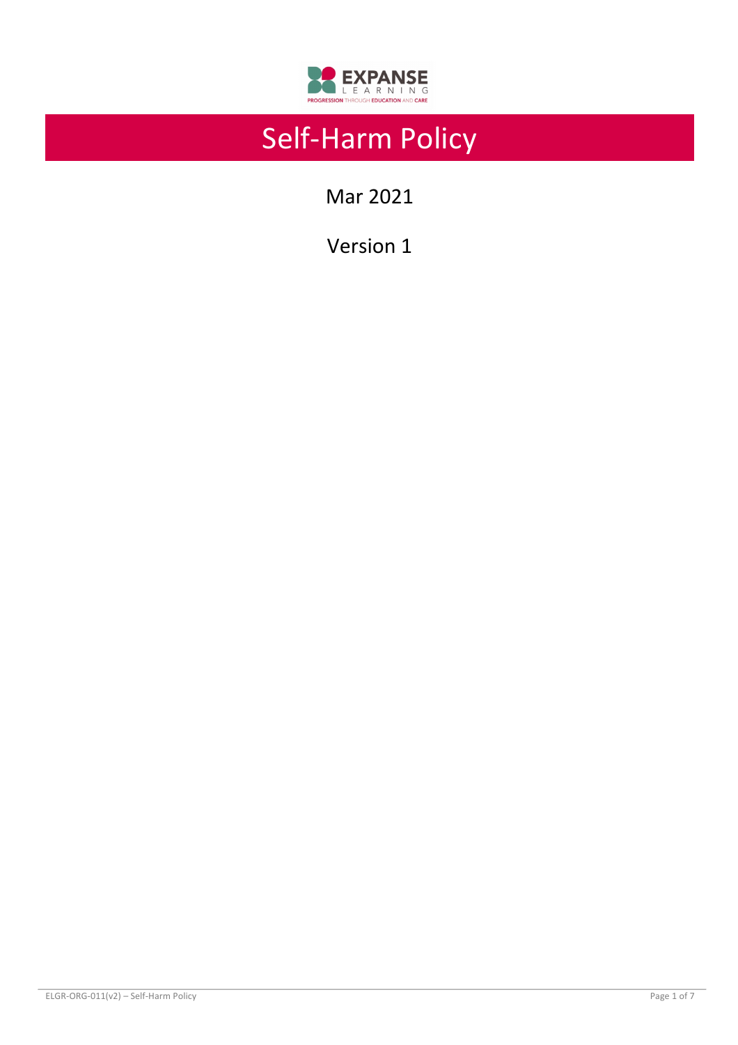EXPANSE LEARNING

PROGRESSION THROUGH EDUCATION AND CARE

# Self-Harm Policy

Mar 2021

Version 1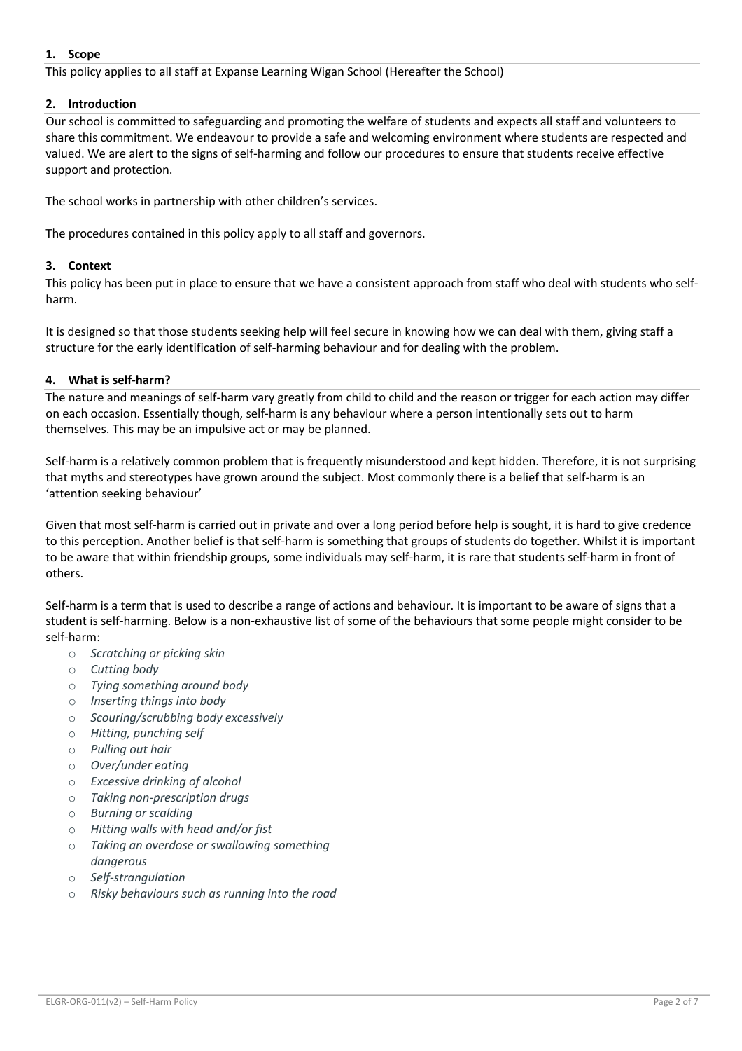## 1. Scope

This policy applies to all staff at Expanse Learning Wigan School (Hereafter the School)

## 2. Introduction

Our school is committed to safeguarding and promoting the welfare of students and expects all staff and volunteers to share this commitment. We endeavour to provide a safe and welcoming environment where students are respected and valued. We are alert to the signs of self-harming and follow our procedures to ensure that students receive effective support and protection.

The school works in partnership with other children's services.

The procedures contained in this policy apply to all staff and governors.

## 3. Context

This policy has been put in place to ensure that we have a consistent approach from staff who deal with students who self-harm.

It is designed so that those students seeking help will feel secure in knowing how we can deal with them, giving staff a structure for the early identification of self-harming behaviour and for dealing with the problem.

## 4. What is self-harm?

The nature and meanings of self-harm vary greatly from child to child and the reason or trigger for each action may differ on each occasion. Essentially though, self-harm is any behaviour where a person intentionally sets out to harm themselves. This may be an impulsive act or may be planned.

Self-harm is a relatively common problem that is frequently misunderstood and kept hidden. Therefore, it is not surprising that myths and stereotypes have grown around the subject. Most commonly there is a belief that self-harm is an 'attention seeking behaviour'

Given that most self-harm is carried out in private and over a long period before help is sought, it is hard to give credence to this perception. Another belief is that self-harm is something that groups of students do together. Whilst it is important to be aware that within friendship groups, some individuals may self-harm, it is rare that students self-harm in front of others.

Self-harm is a term that is used to describe a range of actions and behaviour. It is important to be aware of signs that a student is self-harming. Below is a non-exhaustive list of some of the behaviours that some people might consider to be self-harm:

- *Scratching or picking skin*
- *Cutting body*
- *Tying something around body*
- *Inserting things into body*
- *Scouring/scrubbing body excessively*
- *Hitting, punching self*
- *Pulling out hair*
- *Over/under eating*
- *Excessive drinking of alcohol*
- *Taking non-prescription drugs*
- *Burning or scalding*
- *Hitting walls with head and/or fist*
- *Taking an overdose or swallowing something dangerous*
- *Self-strangulation*
- *Risky behaviours such as running into the road*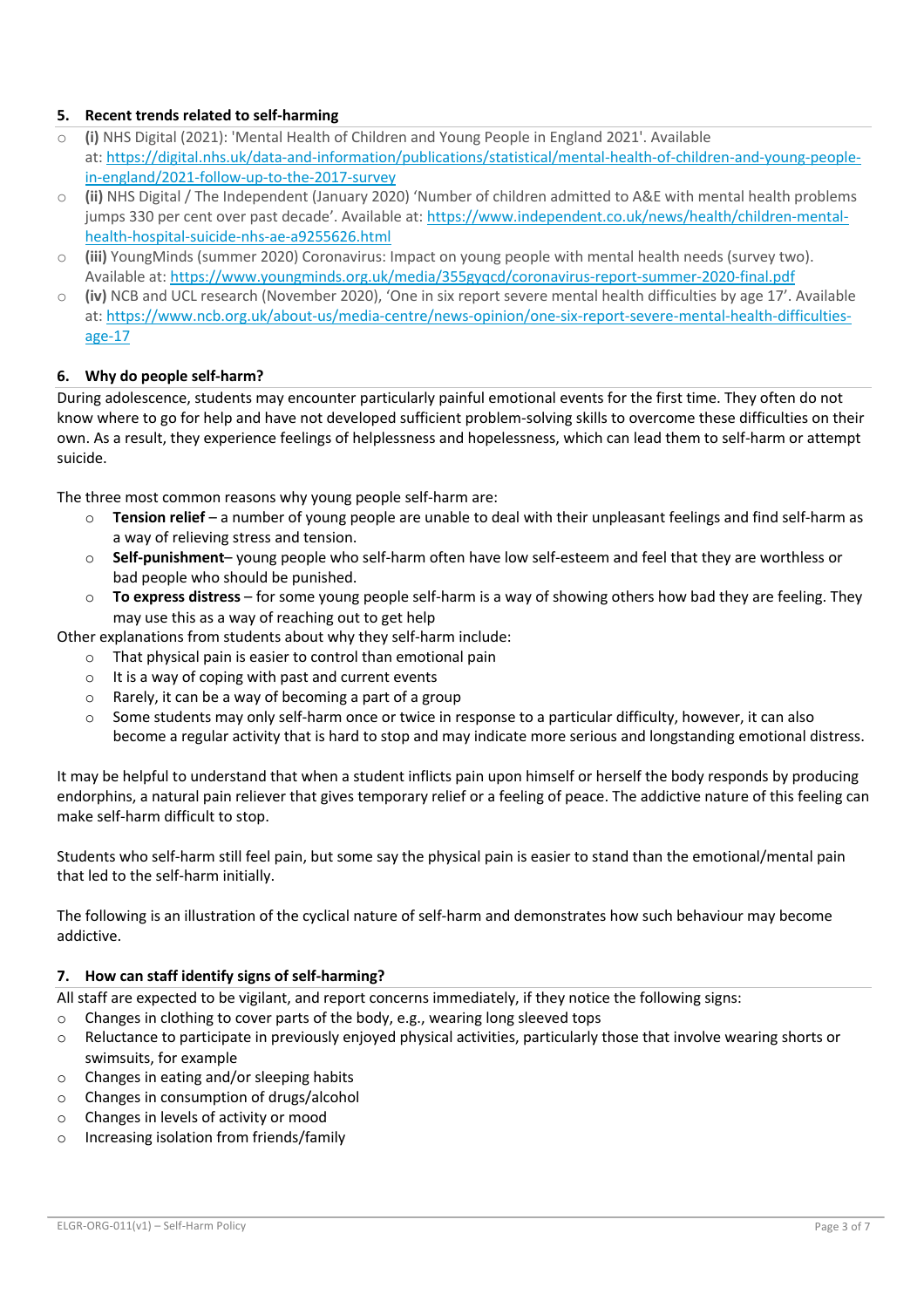## 5. Recent trends related to self-harming

- **(i)** NHS Digital (2021): 'Mental Health of Children and Young People in England 2021'. Available at: https://digital.nhs.uk/data-and-information/publications/statistical/mental-health-of-children-and-young-people-in-england/2021-follow-up-to-the-2017-survey
- **(ii)** NHS Digital / The Independent (January 2020) 'Number of children admitted to A&E with mental health problems jumps 330 per cent over past decade'. Available at: https://www.independent.co.uk/news/health/children-mental-health-hospital-suicide-nhs-ae-a9255626.html
- **(iii)** YoungMinds (summer 2020) Coronavirus: Impact on young people with mental health needs (survey two). Available at: https://www.youngminds.org.uk/media/355gyqcd/coronavirus-report-summer-2020-final.pdf
- **(iv)** NCB and UCL research (November 2020), 'One in six report severe mental health difficulties by age 17'. Available at: https://www.ncb.org.uk/about-us/media-centre/news-opinion/one-six-report-severe-mental-health-difficulties-age-17

## 6. Why do people self-harm?

During adolescence, students may encounter particularly painful emotional events for the first time. They often do not know where to go for help and have not developed sufficient problem-solving skills to overcome these difficulties on their own. As a result, they experience feelings of helplessness and hopelessness, which can lead them to self-harm or attempt suicide.

The three most common reasons why young people self-harm are:

- **Tension relief** – a number of young people are unable to deal with their unpleasant feelings and find self-harm as a way of relieving stress and tension.
- **Self-punishment**– young people who self-harm often have low self-esteem and feel that they are worthless or bad people who should be punished.
- **To express distress** – for some young people self-harm is a way of showing others how bad they are feeling. They may use this as a way of reaching out to get help

Other explanations from students about why they self-harm include:

- That physical pain is easier to control than emotional pain
- It is a way of coping with past and current events
- Rarely, it can be a way of becoming a part of a group
- Some students may only self-harm once or twice in response to a particular difficulty, however, it can also become a regular activity that is hard to stop and may indicate more serious and longstanding emotional distress.

It may be helpful to understand that when a student inflicts pain upon himself or herself the body responds by producing endorphins, a natural pain reliever that gives temporary relief or a feeling of peace. The addictive nature of this feeling can make self-harm difficult to stop.

Students who self-harm still feel pain, but some say the physical pain is easier to stand than the emotional/mental pain that led to the self-harm initially.

The following is an illustration of the cyclical nature of self-harm and demonstrates how such behaviour may become addictive.

## 7. How can staff identify signs of self-harming?

All staff are expected to be vigilant, and report concerns immediately, if they notice the following signs:

- Changes in clothing to cover parts of the body, e.g., wearing long sleeved tops
- Reluctance to participate in previously enjoyed physical activities, particularly those that involve wearing shorts or swimsuits, for example
- Changes in eating and/or sleeping habits
- Changes in consumption of drugs/alcohol
- Changes in levels of activity or mood
- Increasing isolation from friends/family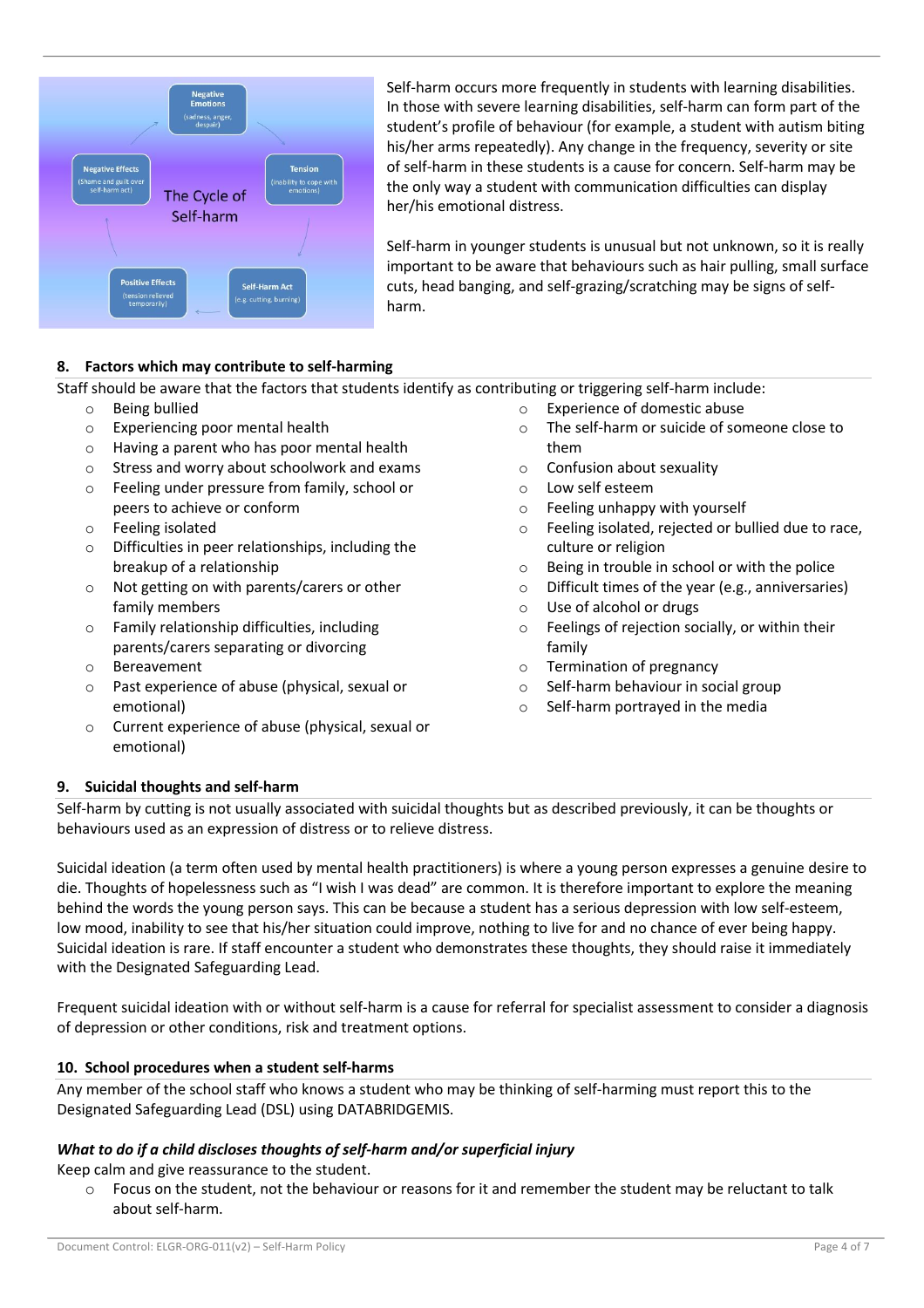The Cycle of Self-harm

Negative Emotions (sadness, anger, despair)

Tension (inability to cope with emotions)

Self-Harm Act (e.g. cutting, burning)

Positive Effects (tension relieved temporarily)

Negative Effects (Shame and guilt over self-harm act)

Self-harm occurs more frequently in students with learning disabilities. In those with severe learning disabilities, self-harm can form part of the student's profile of behaviour (for example, a student with autism biting his/her arms repeatedly). Any change in the frequency, severity or site of self-harm in these students is a cause for concern. Self-harm may be the only way a student with communication difficulties can display her/his emotional distress.

Self-harm in younger students is unusual but not unknown, so it is really important to be aware that behaviours such as hair pulling, small surface cuts, head banging, and self-grazing/scratching may be signs of self-harm.

## 8. Factors which may contribute to self-harming

Staff should be aware that the factors that students identify as contributing or triggering self-harm include:

- Being bullied
- Experiencing poor mental health
- Having a parent who has poor mental health
- Stress and worry about schoolwork and exams
- Feeling under pressure from family, school or peers to achieve or conform
- Feeling isolated
- Difficulties in peer relationships, including the breakup of a relationship
- Not getting on with parents/carers or other family members
- Family relationship difficulties, including parents/carers separating or divorcing
- Bereavement
- Past experience of abuse (physical, sexual or emotional)
- Current experience of abuse (physical, sexual or emotional)
- Experience of domestic abuse
- The self-harm or suicide of someone close to them
- Confusion about sexuality
- Low self esteem
- Feeling unhappy with yourself
- Feeling isolated, rejected or bullied due to race, culture or religion
- Being in trouble in school or with the police
- Difficult times of the year (e.g., anniversaries)
- Use of alcohol or drugs
- Feelings of rejection socially, or within their family
- Termination of pregnancy
- Self-harm behaviour in social group
- Self-harm portrayed in the media

## 9. Suicidal thoughts and self-harm

Self-harm by cutting is not usually associated with suicidal thoughts but as described previously, it can be thoughts or behaviours used as an expression of distress or to relieve distress.

Suicidal ideation (a term often used by mental health practitioners) is where a young person expresses a genuine desire to die. Thoughts of hopelessness such as "I wish I was dead" are common. It is therefore important to explore the meaning behind the words the young person says. This can be because a student has a serious depression with low self-esteem, low mood, inability to see that his/her situation could improve, nothing to live for and no chance of ever being happy. Suicidal ideation is rare. If staff encounter a student who demonstrates these thoughts, they should raise it immediately with the Designated Safeguarding Lead.

Frequent suicidal ideation with or without self-harm is a cause for referral for specialist assessment to consider a diagnosis of depression or other conditions, risk and treatment options.

## 10. School procedures when a student self-harms

Any member of the school staff who knows a student who may be thinking of self-harming must report this to the Designated Safeguarding Lead (DSL) using DATABRIDGEMIS.

***What to do if a child discloses thoughts of self-harm and/or superficial injury***

Keep calm and give reassurance to the student.

- Focus on the student, not the behaviour or reasons for it and remember the student may be reluctant to talk about self-harm.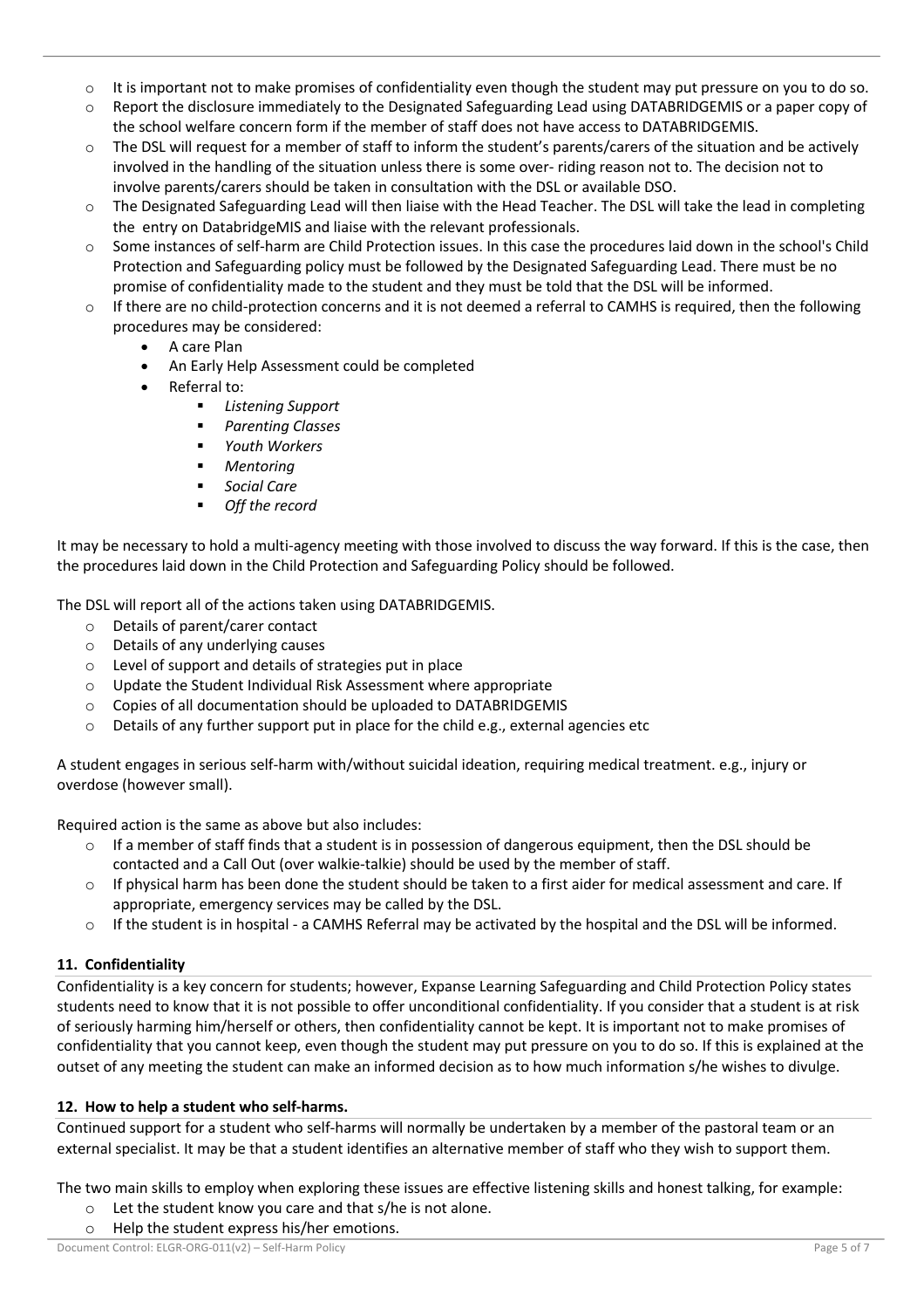- It is important not to make promises of confidentiality even though the student may put pressure on you to do so.
- Report the disclosure immediately to the Designated Safeguarding Lead using DATABRIDGEMIS or a paper copy of the school welfare concern form if the member of staff does not have access to DATABRIDGEMIS.
- The DSL will request for a member of staff to inform the student's parents/carers of the situation and be actively involved in the handling of the situation unless there is some over- riding reason not to. The decision not to involve parents/carers should be taken in consultation with the DSL or available DSO.
- The Designated Safeguarding Lead will then liaise with the Head Teacher. The DSL will take the lead in completing the entry on DatabridgeMIS and liaise with the relevant professionals.
- Some instances of self-harm are Child Protection issues. In this case the procedures laid down in the school's Child Protection and Safeguarding policy must be followed by the Designated Safeguarding Lead. There must be no promise of confidentiality made to the student and they must be told that the DSL will be informed.
- If there are no child-protection concerns and it is not deemed a referral to CAMHS is required, then the following procedures may be considered:
  - A care Plan
  - An Early Help Assessment could be completed
  - Referral to:
    - *Listening Support*
    - *Parenting Classes*
    - *Youth Workers*
    - *Mentoring*
    - *Social Care*
    - *Off the record*

It may be necessary to hold a multi-agency meeting with those involved to discuss the way forward. If this is the case, then the procedures laid down in the Child Protection and Safeguarding Policy should be followed.

The DSL will report all of the actions taken using DATABRIDGEMIS.

- Details of parent/carer contact
- Details of any underlying causes
- Level of support and details of strategies put in place
- Update the Student Individual Risk Assessment where appropriate
- Copies of all documentation should be uploaded to DATABRIDGEMIS
- Details of any further support put in place for the child e.g., external agencies etc

A student engages in serious self-harm with/without suicidal ideation, requiring medical treatment. e.g., injury or overdose (however small).

Required action is the same as above but also includes:

- If a member of staff finds that a student is in possession of dangerous equipment, then the DSL should be contacted and a Call Out (over walkie-talkie) should be used by the member of staff.
- If physical harm has been done the student should be taken to a first aider for medical assessment and care. If appropriate, emergency services may be called by the DSL.
- If the student is in hospital - a CAMHS Referral may be activated by the hospital and the DSL will be informed.

## 11. Confidentiality

Confidentiality is a key concern for students; however, Expanse Learning Safeguarding and Child Protection Policy states students need to know that it is not possible to offer unconditional confidentiality. If you consider that a student is at risk of seriously harming him/herself or others, then confidentiality cannot be kept. It is important not to make promises of confidentiality that you cannot keep, even though the student may put pressure on you to do so. If this is explained at the outset of any meeting the student can make an informed decision as to how much information s/he wishes to divulge.

## 12. How to help a student who self-harms.

Continued support for a student who self-harms will normally be undertaken by a member of the pastoral team or an external specialist. It may be that a student identifies an alternative member of staff who they wish to support them.

The two main skills to employ when exploring these issues are effective listening skills and honest talking, for example:

- Let the student know you care and that s/he is not alone.
- Help the student express his/her emotions.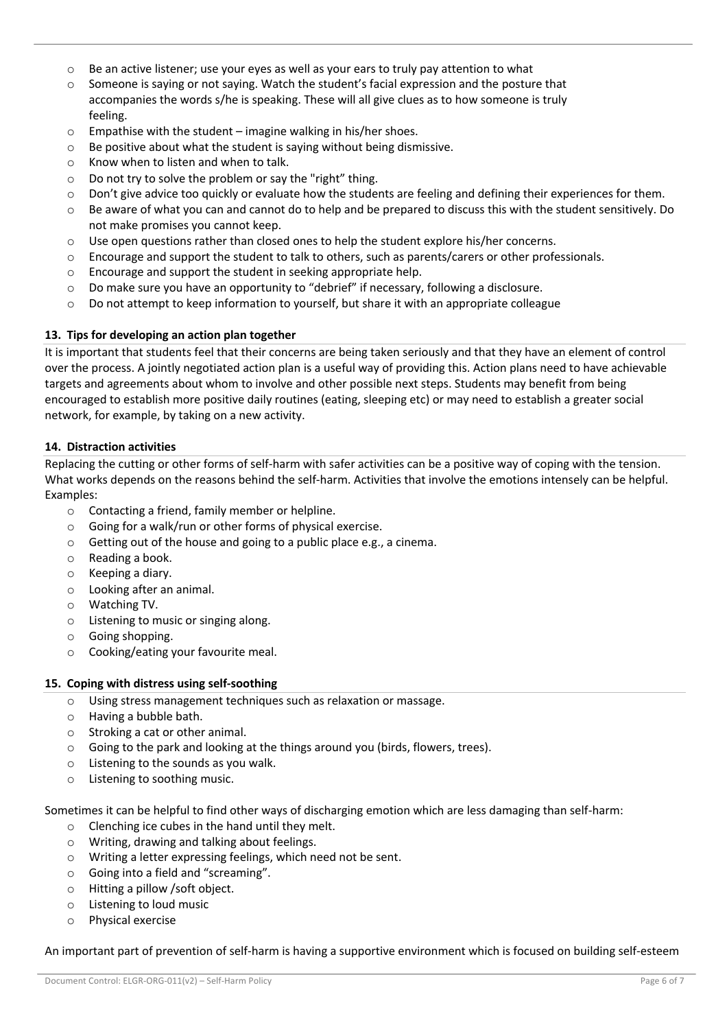- Be an active listener; use your eyes as well as your ears to truly pay attention to what
- Someone is saying or not saying. Watch the student's facial expression and the posture that accompanies the words s/he is speaking. These will all give clues as to how someone is truly feeling.
- Empathise with the student – imagine walking in his/her shoes.
- Be positive about what the student is saying without being dismissive.
- Know when to listen and when to talk.
- Do not try to solve the problem or say the "right" thing.
- Don't give advice too quickly or evaluate how the students are feeling and defining their experiences for them.
- Be aware of what you can and cannot do to help and be prepared to discuss this with the student sensitively. Do not make promises you cannot keep.
- Use open questions rather than closed ones to help the student explore his/her concerns.
- Encourage and support the student to talk to others, such as parents/carers or other professionals.
- Encourage and support the student in seeking appropriate help.
- Do make sure you have an opportunity to "debrief" if necessary, following a disclosure.
- Do not attempt to keep information to yourself, but share it with an appropriate colleague

### 13. Tips for developing an action plan together

It is important that students feel that their concerns are being taken seriously and that they have an element of control over the process. A jointly negotiated action plan is a useful way of providing this. Action plans need to have achievable targets and agreements about whom to involve and other possible next steps. Students may benefit from being encouraged to establish more positive daily routines (eating, sleeping etc) or may need to establish a greater social network, for example, by taking on a new activity.

### 14. Distraction activities

Replacing the cutting or other forms of self-harm with safer activities can be a positive way of coping with the tension. What works depends on the reasons behind the self-harm. Activities that involve the emotions intensely can be helpful. Examples:

- Contacting a friend, family member or helpline.
- Going for a walk/run or other forms of physical exercise.
- Getting out of the house and going to a public place e.g., a cinema.
- Reading a book.
- Keeping a diary.
- Looking after an animal.
- Watching TV.
- Listening to music or singing along.
- Going shopping.
- Cooking/eating your favourite meal.

### 15. Coping with distress using self-soothing

- Using stress management techniques such as relaxation or massage.
- Having a bubble bath.
- Stroking a cat or other animal.
- Going to the park and looking at the things around you (birds, flowers, trees).
- Listening to the sounds as you walk.
- Listening to soothing music.

Sometimes it can be helpful to find other ways of discharging emotion which are less damaging than self-harm:

- Clenching ice cubes in the hand until they melt.
- Writing, drawing and talking about feelings.
- Writing a letter expressing feelings, which need not be sent.
- Going into a field and "screaming".
- Hitting a pillow /soft object.
- Listening to loud music
- Physical exercise

An important part of prevention of self-harm is having a supportive environment which is focused on building self-esteem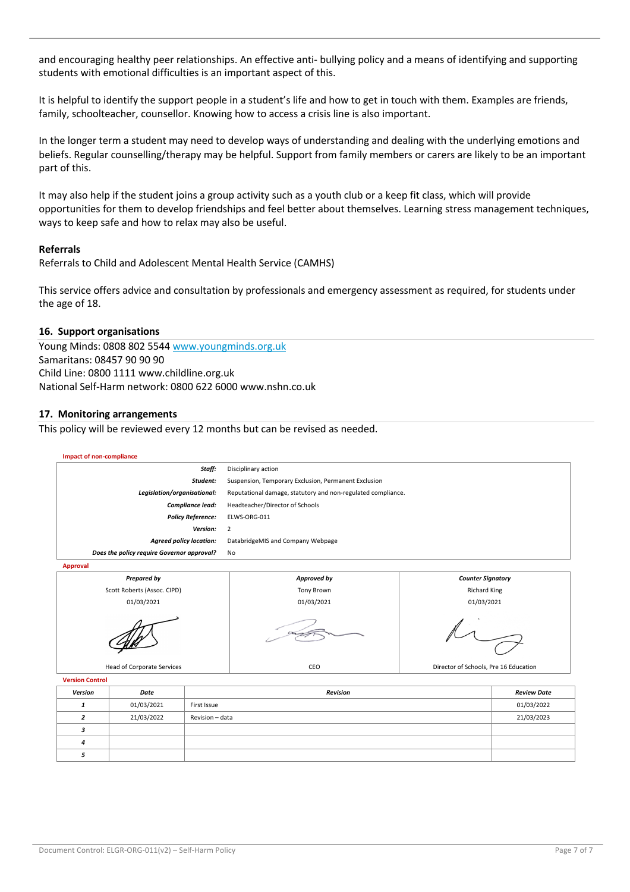and encouraging healthy peer relationships. An effective anti- bullying policy and a means of identifying and supporting students with emotional difficulties is an important aspect of this.

It is helpful to identify the support people in a student's life and how to get in touch with them. Examples are friends, family, schoolteacher, counsellor. Knowing how to access a crisis line is also important.

In the longer term a student may need to develop ways of understanding and dealing with the underlying emotions and beliefs. Regular counselling/therapy may be helpful. Support from family members or carers are likely to be an important part of this.

It may also help if the student joins a group activity such as a youth club or a keep fit class, which will provide opportunities for them to develop friendships and feel better about themselves. Learning stress management techniques, ways to keep safe and how to relax may also be useful.

**Referrals**

Referrals to Child and Adolescent Mental Health Service (CAMHS)

This service offers advice and consultation by professionals and emergency assessment as required, for students under the age of 18.

## 16. Support organisations

Young Minds: 0808 802 5544 www.youngminds.org.uk
Samaritans: 08457 90 90 90
Child Line: 0800 1111 www.childline.org.uk
National Self-Harm network: 0800 622 6000 www.nshn.co.uk

## 17. Monitoring arrangements

This policy will be reviewed every 12 months but can be revised as needed.

**Impact of non-compliance**

| | |
|---|---|
| ***Staff:*** | Disciplinary action |
| ***Student:*** | Suspension, Temporary Exclusion, Permanent Exclusion |
| ***Legislation/organisational:*** | Reputational damage, statutory and non-regulated compliance. |
| ***Compliance lead:*** | Headteacher/Director of Schools |
| ***Policy Reference:*** | ELWS-ORG-011 |
| ***Version:*** | 2 |
| ***Agreed policy location:*** | DatabridgeMIS and Company Webpage |
| ***Does the policy require Governor approval?*** | No |

**Approval**

| ***Prepared by*** | ***Approved by*** | ***Counter Signatory*** |
|---|---|---|
| Scott Roberts (Assoc. CIPD) | Tony Brown | Richard King |
| 01/03/2021 | 01/03/2021 | 01/03/2021 |
| Head of Corporate Services | CEO | Director of Schools, Pre 16 Education |

**Version Control**

| ***Version*** | ***Date*** | ***Revision*** | ***Review Date*** |
|---|---|---|---|
| ***1*** | 01/03/2021 | First Issue | 01/03/2022 |
| ***2*** | 21/03/2022 | Revision – data | 21/03/2023 |
| ***3*** | | | |
| ***4*** | | | |
| ***5*** | | | |